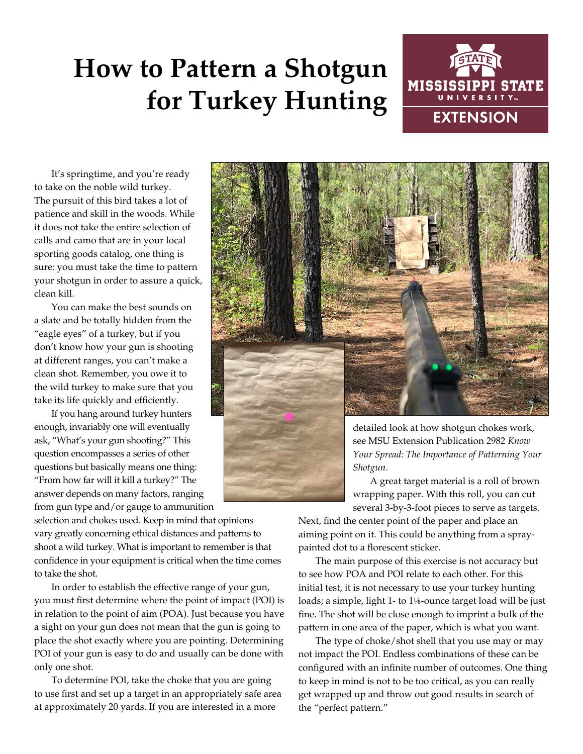# How to Pattern a Shotgun for Turkey Hunting

It's springtime, and you're ready to take on the noble wild turkey. The pursuit of this bird takes a lot of patience and skill in the woods. While it does not take the entire selection of calls and camo that are in your local sporting goods catalog, one thing is sure: you must take the time to pattern your shotgun in order to assure a quick, clean kill.

You can make the best sounds on a slate and be totally hidden from the "eagle eyes" of a turkey, but if you don't know how your gun is shooting at different ranges, you can't make a clean shot. Remember, you owe it to the wild turkey to make sure that you take its life quickly and efficiently.

If you hang around turkey hunters enough, invariably one will eventually ask, "What's your gun shooting?" This question encompasses a series of other questions but basically means one thing: "From how far will it kill a turkey?" The answer depends on many factors, ranging from gun type and/or gauge to ammunition selection and chokes used. Keep in mind that opinions vary greatly concerning ethical distances and patterns to shoot a wild turkey. What is important to remember is that confidence in your equipment is critical when the time comes to take the shot.

In order to establish the effective range of your gun, you must first determine where the point of impact (POI) is in relation to the point of aim (POA). Just because you have a sight on your gun does not mean that the gun is going to place the shot exactly where you are pointing. Determining POI of your gun is easy to do and usually can be done with only one shot.

To determine POI, take the choke that you are going to use first and set up a target in an appropriately safe area at approximately 20 yards. If you are interested in a more detailed look at how shotgun chokes work, see MSU Extension Publication 2982 *Know Your Spread: The Importance of Patterning Your Shotgun*.

A great target material is a roll of brown wrapping paper. With this roll, you can cut several 3-by-3-foot pieces to serve as targets. Next, find the center point of the paper and place an aiming point on it. This could be anything from a spray-painted dot to a florescent sticker.

The main purpose of this exercise is not accuracy but to see how POA and POI relate to each other. For this initial test, it is not necessary to use your turkey hunting loads; a simple, light 1- to 1⅛-ounce target load will be just fine. The shot will be close enough to imprint a bulk of the pattern in one area of the paper, which is what you want.

The type of choke/shot shell that you use may or may not impact the POI. Endless combinations of these can be configured with an infinite number of outcomes. One thing to keep in mind is not to be too critical, as you can really get wrapped up and throw out good results in search of the "perfect pattern."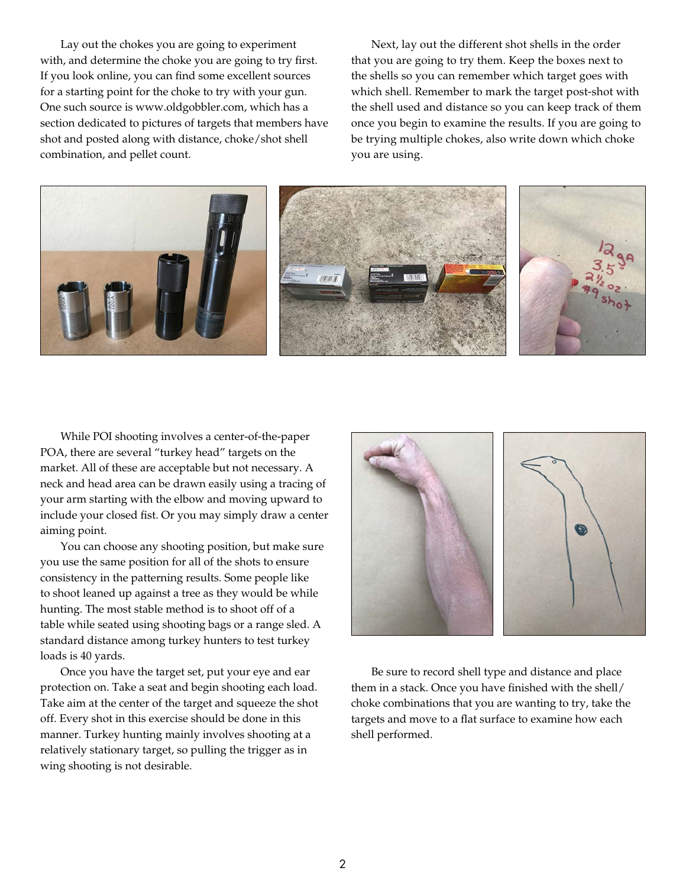Lay out the chokes you are going to experiment with, and determine the choke you are going to try first. If you look online, you can find some excellent sources for a starting point for the choke to try with your gun. One such source is www.oldgobbler.com, which has a section dedicated to pictures of targets that members have shot and posted along with distance, choke/shot shell combination, and pellet count.

Next, lay out the different shot shells in the order that you are going to try them. Keep the boxes next to the shells so you can remember which target goes with which shell. Remember to mark the target post-shot with the shell used and distance so you can keep track of them once you begin to examine the results. If you are going to be trying multiple chokes, also write down which choke you are using.

While POI shooting involves a center-of-the-paper POA, there are several "turkey head" targets on the market. All of these are acceptable but not necessary. A neck and head area can be drawn easily using a tracing of your arm starting with the elbow and moving upward to include your closed fist. Or you may simply draw a center aiming point.

You can choose any shooting position, but make sure you use the same position for all of the shots to ensure consistency in the patterning results. Some people like to shoot leaned up against a tree as they would be while hunting. The most stable method is to shoot off of a table while seated using shooting bags or a range sled. A standard distance among turkey hunters to test turkey loads is 40 yards.

Once you have the target set, put your eye and ear protection on. Take a seat and begin shooting each load. Take aim at the center of the target and squeeze the shot off. Every shot in this exercise should be done in this manner. Turkey hunting mainly involves shooting at a relatively stationary target, so pulling the trigger as in wing shooting is not desirable.

Be sure to record shell type and distance and place them in a stack. Once you have finished with the shell/choke combinations that you are wanting to try, take the targets and move to a flat surface to examine how each shell performed.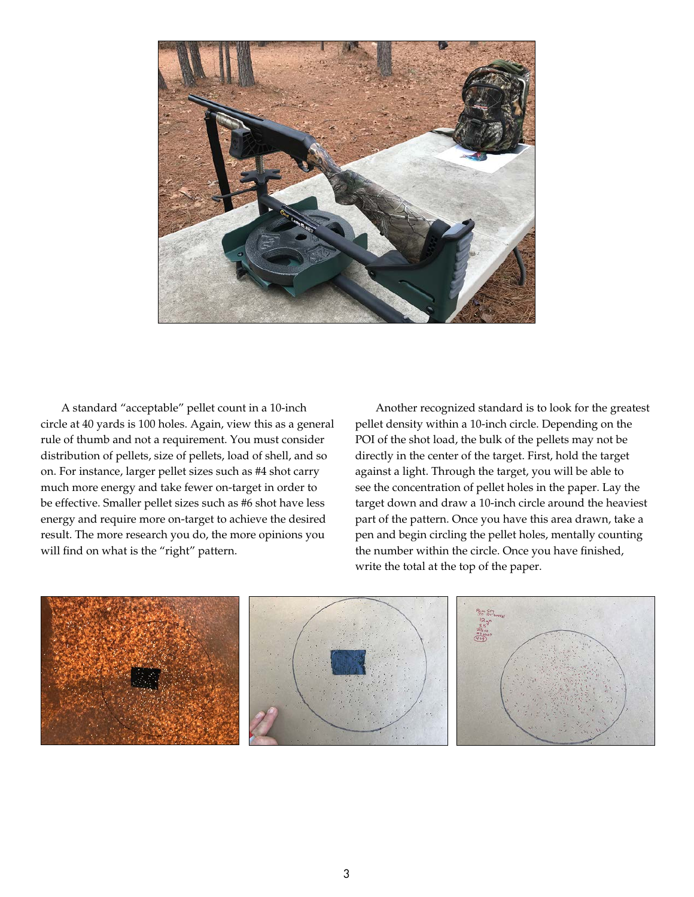A standard "acceptable" pellet count in a 10-inch circle at 40 yards is 100 holes. Again, view this as a general rule of thumb and not a requirement. You must consider distribution of pellets, size of pellets, load of shell, and so on. For instance, larger pellet sizes such as #4 shot carry much more energy and take fewer on-target in order to be effective. Smaller pellet sizes such as #6 shot have less energy and require more on-target to achieve the desired result. The more research you do, the more opinions you will find on what is the "right" pattern.

Another recognized standard is to look for the greatest pellet density within a 10-inch circle. Depending on the POI of the shot load, the bulk of the pellets may not be directly in the center of the target. First, hold the target against a light. Through the target, you will be able to see the concentration of pellet holes in the paper. Lay the target down and draw a 10-inch circle around the heaviest part of the pattern. Once you have this area drawn, take a pen and begin circling the pellet holes, mentally counting the number within the circle. Once you have finished, write the total at the top of the paper.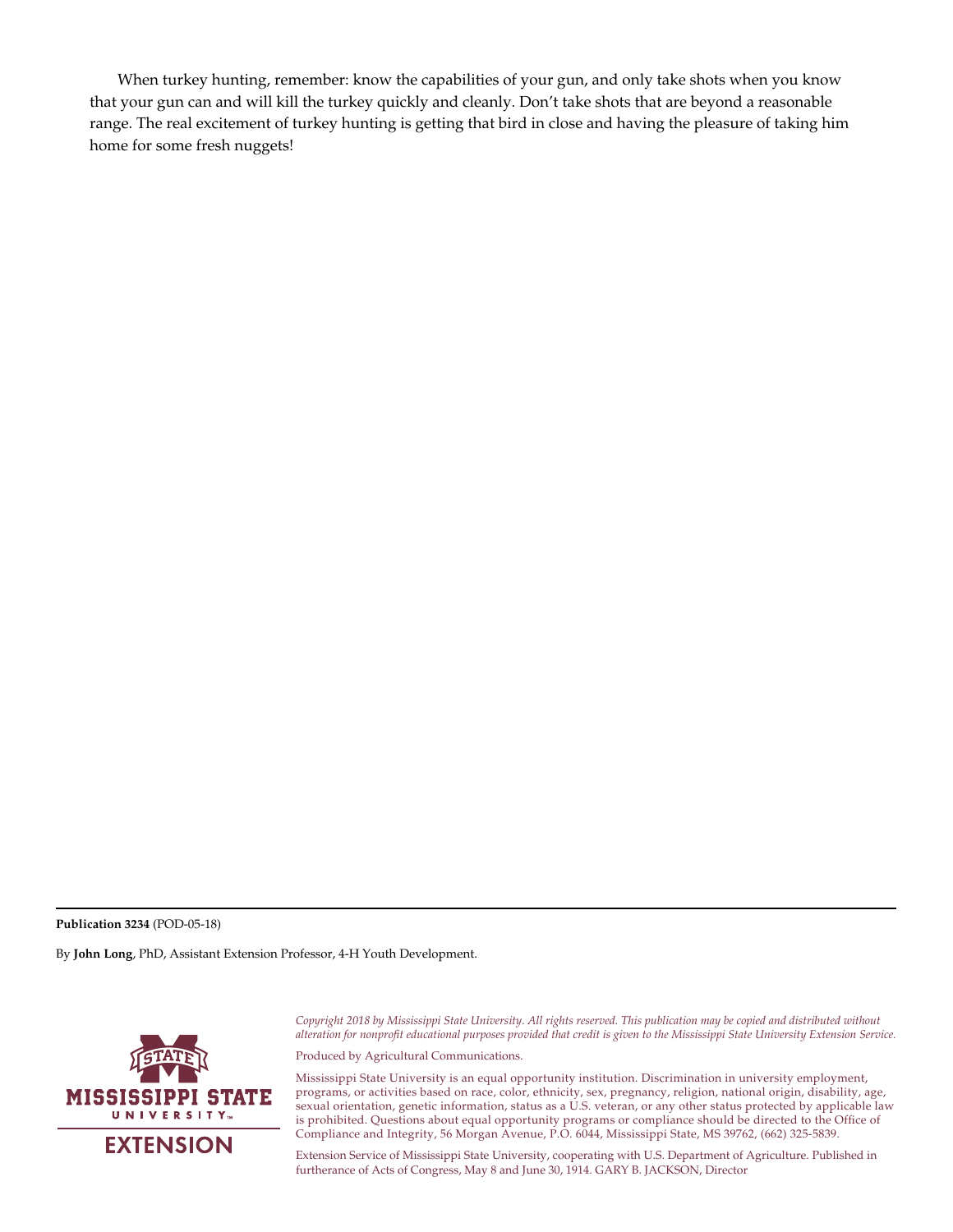When turkey hunting, remember: know the capabilities of your gun, and only take shots when you know that your gun can and will kill the turkey quickly and cleanly. Don't take shots that are beyond a reasonable range. The real excitement of turkey hunting is getting that bird in close and having the pleasure of taking him home for some fresh nuggets!

---

**Publication 3234** (POD-05-18)

By **John Long**, PhD, Assistant Extension Professor, 4-H Youth Development.

MISSISSIPPI STATE UNIVERSITY™
EXTENSION

*Copyright 2018 by Mississippi State University. All rights reserved. This publication may be copied and distributed without alteration for nonprofit educational purposes provided that credit is given to the Mississippi State University Extension Service.*

Produced by Agricultural Communications.

Mississippi State University is an equal opportunity institution. Discrimination in university employment, programs, or activities based on race, color, ethnicity, sex, pregnancy, religion, national origin, disability, age, sexual orientation, genetic information, status as a U.S. veteran, or any other status protected by applicable law is prohibited. Questions about equal opportunity programs or compliance should be directed to the Office of Compliance and Integrity, 56 Morgan Avenue, P.O. 6044, Mississippi State, MS 39762, (662) 325-5839.

Extension Service of Mississippi State University, cooperating with U.S. Department of Agriculture. Published in furtherance of Acts of Congress, May 8 and June 30, 1914. GARY B. JACKSON, Director